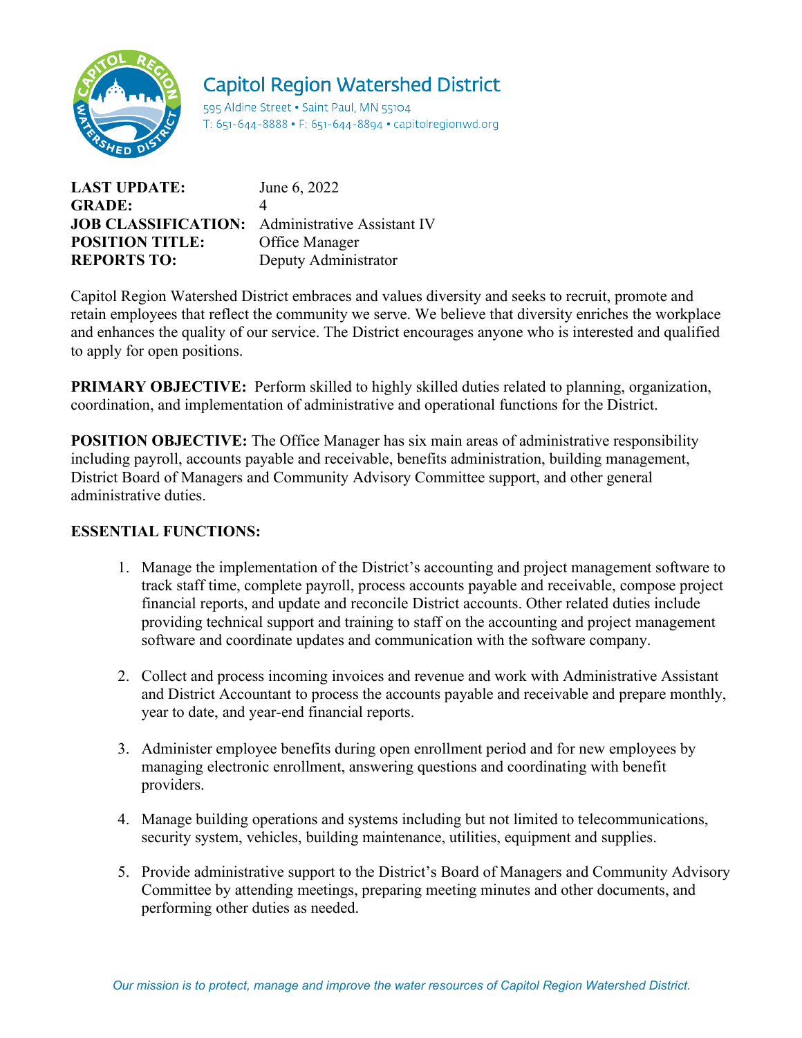# Capitol Region Watershed District

595 Aldine Street • Saint Paul, MN 55104
T: 651-644-8888 • F: 651-644-8894 • capitolregionwd.org

**LAST UPDATE:** June 6, 2022
**GRADE:** 4
**JOB CLASSIFICATION:** Administrative Assistant IV
**POSITION TITLE:** Office Manager
**REPORTS TO:** Deputy Administrator

Capitol Region Watershed District embraces and values diversity and seeks to recruit, promote and retain employees that reflect the community we serve. We believe that diversity enriches the workplace and enhances the quality of our service. The District encourages anyone who is interested and qualified to apply for open positions.

**PRIMARY OBJECTIVE:** Perform skilled to highly skilled duties related to planning, organization, coordination, and implementation of administrative and operational functions for the District.

**POSITION OBJECTIVE:** The Office Manager has six main areas of administrative responsibility including payroll, accounts payable and receivable, benefits administration, building management, District Board of Managers and Community Advisory Committee support, and other general administrative duties.

**ESSENTIAL FUNCTIONS:**

1. Manage the implementation of the District's accounting and project management software to track staff time, complete payroll, process accounts payable and receivable, compose project financial reports, and update and reconcile District accounts. Other related duties include providing technical support and training to staff on the accounting and project management software and coordinate updates and communication with the software company.

2. Collect and process incoming invoices and revenue and work with Administrative Assistant and District Accountant to process the accounts payable and receivable and prepare monthly, year to date, and year-end financial reports.

3. Administer employee benefits during open enrollment period and for new employees by managing electronic enrollment, answering questions and coordinating with benefit providers.

4. Manage building operations and systems including but not limited to telecommunications, security system, vehicles, building maintenance, utilities, equipment and supplies.

5. Provide administrative support to the District's Board of Managers and Community Advisory Committee by attending meetings, preparing meeting minutes and other documents, and performing other duties as needed.

*Our mission is to protect, manage and improve the water resources of Capitol Region Watershed District.*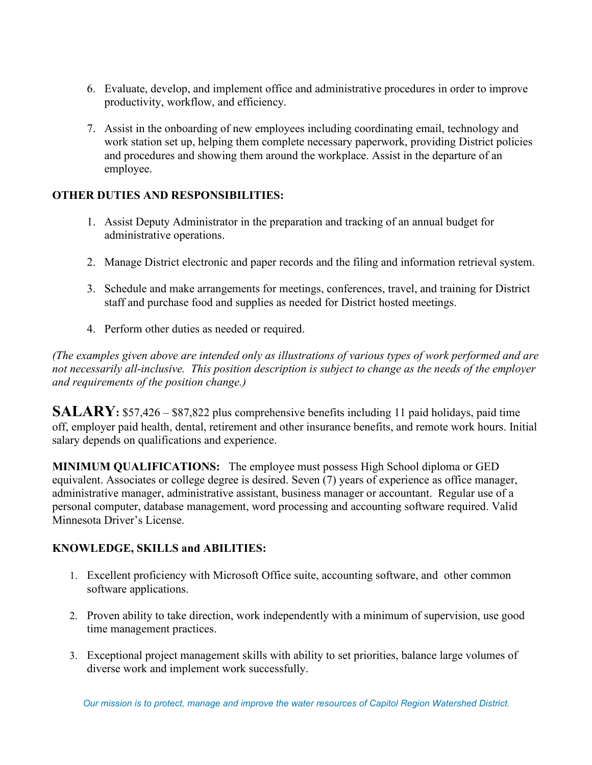6. Evaluate, develop, and implement office and administrative procedures in order to improve productivity, workflow, and efficiency.

7. Assist in the onboarding of new employees including coordinating email, technology and work station set up, helping them complete necessary paperwork, providing District policies and procedures and showing them around the workplace. Assist in the departure of an employee.

**OTHER DUTIES AND RESPONSIBILITIES:**

1. Assist Deputy Administrator in the preparation and tracking of an annual budget for administrative operations.

2. Manage District electronic and paper records and the filing and information retrieval system.

3. Schedule and make arrangements for meetings, conferences, travel, and training for District staff and purchase food and supplies as needed for District hosted meetings.

4. Perform other duties as needed or required.

*(The examples given above are intended only as illustrations of various types of work performed and are not necessarily all-inclusive. This position description is subject to change as the needs of the employer and requirements of the position change.)*

**SALARY:** $57,426 – $87,822 plus comprehensive benefits including 11 paid holidays, paid time off, employer paid health, dental, retirement and other insurance benefits, and remote work hours. Initial salary depends on qualifications and experience.

**MINIMUM QUALIFICATIONS:** The employee must possess High School diploma or GED equivalent. Associates or college degree is desired. Seven (7) years of experience as office manager, administrative manager, administrative assistant, business manager or accountant. Regular use of a personal computer, database management, word processing and accounting software required. Valid Minnesota Driver's License.

**KNOWLEDGE, SKILLS and ABILITIES:**

1. Excellent proficiency with Microsoft Office suite, accounting software, and other common software applications.

2. Proven ability to take direction, work independently with a minimum of supervision, use good time management practices.

3. Exceptional project management skills with ability to set priorities, balance large volumes of diverse work and implement work successfully.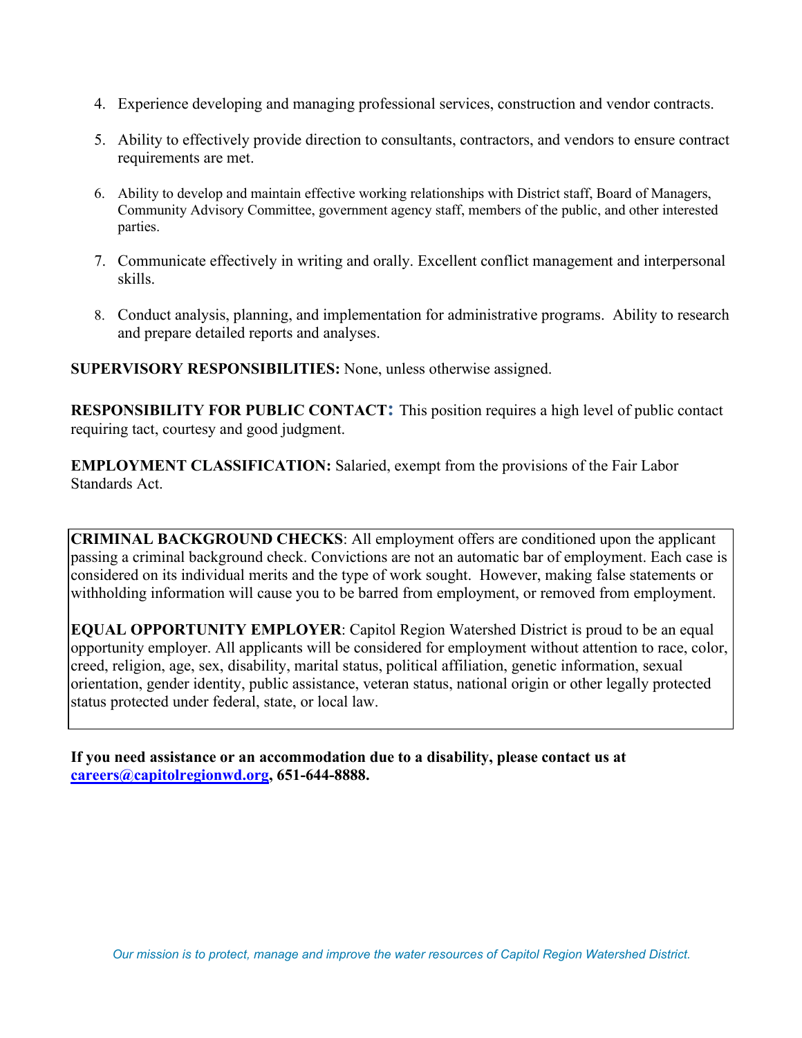4. Experience developing and managing professional services, construction and vendor contracts.

5. Ability to effectively provide direction to consultants, contractors, and vendors to ensure contract requirements are met.

6. Ability to develop and maintain effective working relationships with District staff, Board of Managers, Community Advisory Committee, government agency staff, members of the public, and other interested parties.

7. Communicate effectively in writing and orally. Excellent conflict management and interpersonal skills.

8. Conduct analysis, planning, and implementation for administrative programs. Ability to research and prepare detailed reports and analyses.

**SUPERVISORY RESPONSIBILITIES:** None, unless otherwise assigned.

**RESPONSIBILITY FOR PUBLIC CONTACT:** This position requires a high level of public contact requiring tact, courtesy and good judgment.

**EMPLOYMENT CLASSIFICATION:** Salaried, exempt from the provisions of the Fair Labor Standards Act.

**CRIMINAL BACKGROUND CHECKS**: All employment offers are conditioned upon the applicant passing a criminal background check. Convictions are not an automatic bar of employment. Each case is considered on its individual merits and the type of work sought. However, making false statements or withholding information will cause you to be barred from employment, or removed from employment.

**EQUAL OPPORTUNITY EMPLOYER**: Capitol Region Watershed District is proud to be an equal opportunity employer. All applicants will be considered for employment without attention to race, color, creed, religion, age, sex, disability, marital status, political affiliation, genetic information, sexual orientation, gender identity, public assistance, veteran status, national origin or other legally protected status protected under federal, state, or local law.

**If you need assistance or an accommodation due to a disability, please contact us at [careers@capitolregionwd.org](mailto:careers@capitolregionwd.org), 651-644-8888.**

*Our mission is to protect, manage and improve the water resources of Capitol Region Watershed District.*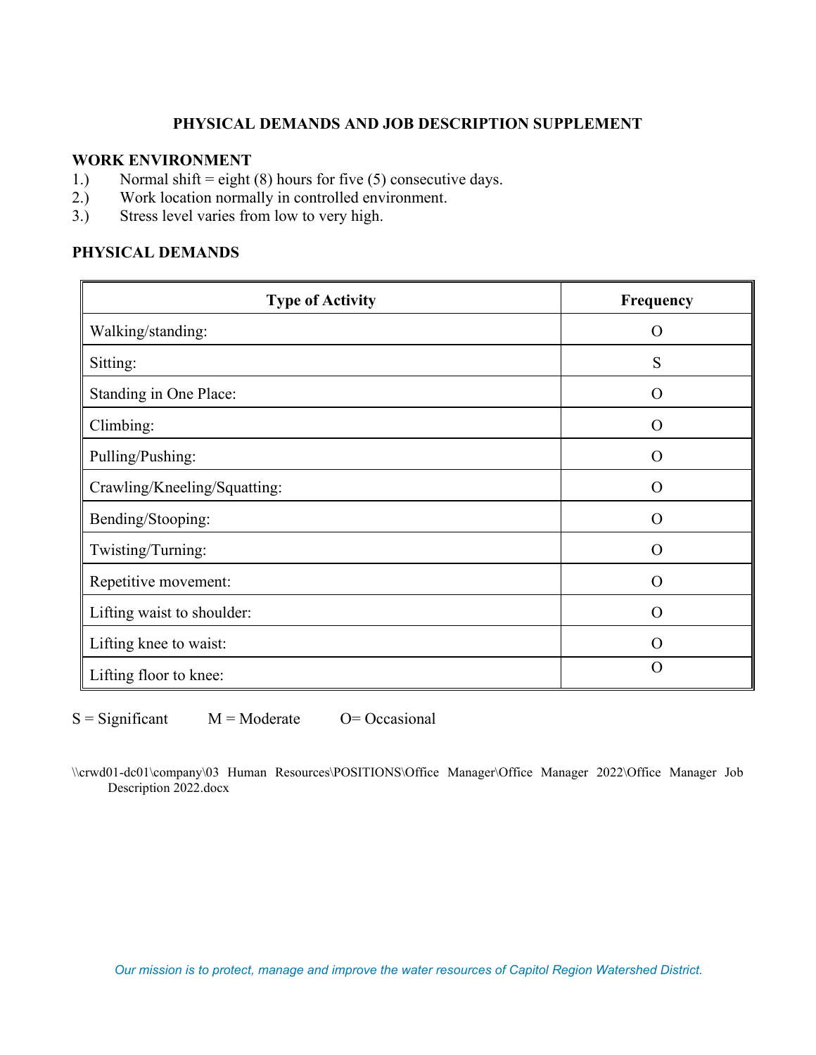**PHYSICAL DEMANDS AND JOB DESCRIPTION SUPPLEMENT**

## WORK ENVIRONMENT

1.) Normal shift = eight (8) hours for five (5) consecutive days.
2.) Work location normally in controlled environment.
3.) Stress level varies from low to very high.

## PHYSICAL DEMANDS

| Type of Activity | Frequency |
|---|---|
| Walking/standing: | O |
| Sitting: | S |
| Standing in One Place: | O |
| Climbing: | O |
| Pulling/Pushing: | O |
| Crawling/Kneeling/Squatting: | O |
| Bending/Stooping: | O |
| Twisting/Turning: | O |
| Repetitive movement: | O |
| Lifting waist to shoulder: | O |
| Lifting knee to waist: | O |
| Lifting floor to knee: | O |

S = Significant     M = Moderate     O= Occasional

\\crwd01-dc01\company\03 Human Resources\POSITIONS\Office Manager\Office Manager 2022\Office Manager Job Description 2022.docx

*Our mission is to protect, manage and improve the water resources of Capitol Region Watershed District.*